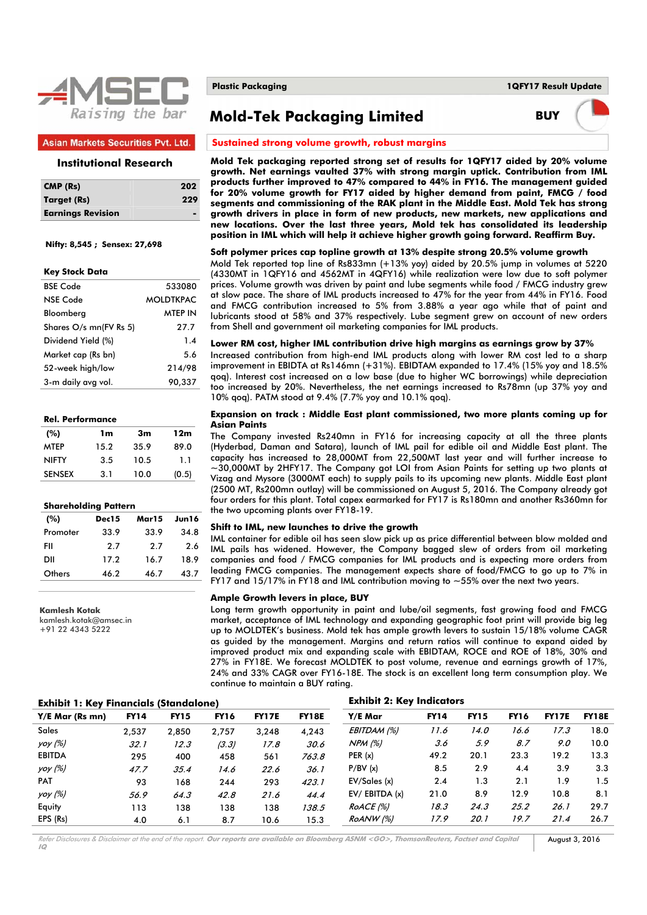AMSEC Raising the bar

Asian Markets Securities Pvt. Ltd.

**Institutional Research**

| CMP (Rs) | 202 |
|---|---|
| Target (Rs) | 229 |
| Earnings Revision | - |

**Nifty: 8,545 ; Sensex: 27,698**

**Key Stock Data**

| | |
|---|---|
| BSE Code | 533080 |
| NSE Code | MOLDTKPAC |
| Bloomberg | MTEP IN |
| Shares O/s mn(FV Rs 5) | 27.7 |
| Dividend Yield (%) | 1.4 |
| Market cap (Rs bn) | 5.6 |
| 52-week high/low | 214/98 |
| 3-m daily avg vol. | 90,337 |

**Rel. Performance**

| (%) | 1m | 3m | 12m |
|---|---|---|---|
| MTEP | 15.2 | 35.9 | 89.0 |
| NIFTY | 3.5 | 10.5 | 1.1 |
| SENSEX | 3.1 | 10.0 | (0.5) |

**Shareholding Pattern**

| (%) | Dec15 | Mar15 | Jun16 |
|---|---|---|---|
| Promoter | 33.9 | 33.9 | 34.8 |
| FII | 2.7 | 2.7 | 2.6 |
| DII | 17.2 | 16.7 | 18.9 |
| Others | 46.2 | 46.7 | 43.7 |

**Kamlesh Kotak**
kamlesh.kotak@amsec.in
+91 22 4343 5222

**Plastic Packaging** | **1QFY17 Result Update**

# Mold-Tek Packaging Limited

**BUY**

## Sustained strong volume growth, robust margins

**Mold Tek packaging reported strong set of results for 1QFY17 aided by 20% volume growth. Net earnings vaulted 37% with strong margin uptick. Contribution from IML products further improved to 47% compared to 44% in FY16. The management guided for 20% volume growth for FY17 aided by higher demand from paint, FMCG / food segments and commissioning of the RAK plant in the Middle East. Mold Tek has strong growth drivers in place in form of new products, new markets, new applications and new locations. Over the last three years, Mold tek has consolidated its leadership position in IML which will help it achieve higher growth going forward. Reaffirm Buy.**

### Soft polymer prices cap topline growth at 13% despite strong 20.5% volume growth

Mold Tek reported top line of Rs833mn (+13% yoy) aided by 20.5% jump in volumes at 5220 (4330MT in 1QFY16 and 4562MT in 4QFY16) while realization were low due to soft polymer prices. Volume growth was driven by paint and lube segments while food / FMCG industry grew at slow pace. The share of IML products increased to 47% for the year from 44% in FY16. Food and FMCG contribution increased to 5% from 3.88% a year ago while that of paint and lubricants stood at 58% and 37% respectively. Lube segment grew on account of new orders from Shell and government oil marketing companies for IML products.

### Lower RM cost, higher IML contribution drive high margins as earnings grow by 37%

Increased contribution from high-end IML products along with lower RM cost led to a sharp improvement in EBIDTA at Rs146mn (+31%). EBIDTAM expanded to 17.4% (15% yoy and 18.5% qoq). Interest cost increased on a low base (due to higher WC borrowings) while depreciation too increased by 20%. Nevertheless, the net earnings increased to Rs78mn (up 37% yoy and 10% qoq). PATM stood at 9.4% (7.7% yoy and 10.1% qoq).

### Expansion on track : Middle East plant commissioned, two more plants coming up for Asian Paints

The Company invested Rs240mn in FY16 for increasing capacity at all the three plants (Hyderbad, Daman and Satara), launch of IML pail for edible oil and Middle East plant. The capacity has increased to 28,000MT from 22,500MT last year and will further increase to ~30,000MT by 2HFY17. The Company got LOI from Asian Paints for setting up two plants at Vizag and Mysore (3000MT each) to supply pails to its upcoming new plants. Middle East plant (2500 MT, Rs200mn outlay) will be commissioned on August 5, 2016. The Company already got four orders for this plant. Total capex earmarked for FY17 is Rs180mn and another Rs360mn for the two upcoming plants over FY18-19.

### Shift to IML, new launches to drive the growth

IML container for edible oil has seen slow pick up as price differential between blow molded and IML pails has widened. However, the Company bagged slew of orders from oil marketing companies and food / FMCG companies for IML products and is expecting more orders from leading FMCG companies. The management expects share of food/FMCG to go up to 7% in FY17 and 15/17% in FY18 and IML contribution moving to ~55% over the next two years.

### Ample Growth levers in place, BUY

Long term growth opportunity in paint and lube/oil segments, fast growing food and FMCG market, acceptance of IML technology and expanding geographic foot print will provide big leg up to MOLDTEK's business. Mold tek has ample growth levers to sustain 15/18% volume CAGR as guided by the management. Margins and return ratios will continue to expand aided by improved product mix and expanding scale with EBIDTAM, ROCE and ROE of 18%, 30% and 27% in FY18E. We forecast MOLDTEK to post volume, revenue and earnings growth of 17%, 24% and 33% CAGR over FY16-18E. The stock is an excellent long term consumption play. We continue to maintain a BUY rating.

**Exhibit 1: Key Financials (Standalone)**

| Y/E Mar (Rs mn) | FY14 | FY15 | FY16 | FY17E | FY18E |
|---|---|---|---|---|---|
| Sales | 2,537 | 2,850 | 2,757 | 3,248 | 4,243 |
| *yoy (%)* | *32.1* | *12.3* | *(3.3)* | *17.8* | *30.6* |
| EBITDA | 295 | 400 | 458 | 561 | 763.8 |
| *yoy (%)* | *47.7* | *35.4* | *14.6* | *22.6* | *36.1* |
| PAT | 93 | 168 | 244 | 293 | 423.1 |
| *yoy (%)* | *56.9* | *64.3* | *42.8* | *21.6* | *44.4* |
| Equity | 113 | 138 | 138 | 138 | 138.5 |
| EPS (Rs) | 4.0 | 6.1 | 8.7 | 10.6 | 15.3 |

**Exhibit 2: Key Indicators**

| Y/E Mar | FY14 | FY15 | FY16 | FY17E | FY18E |
|---|---|---|---|---|---|
| *EBITDAM (%)* | *11.6* | *14.0* | *16.6* | *17.3* | 18.0 |
| *NPM (%)* | *3.6* | *5.9* | *8.7* | *9.0* | 10.0 |
| PER (x) | 49.2 | 20.1 | 23.3 | 19.2 | 13.3 |
| P/BV (x) | 8.5 | 2.9 | 4.4 | 3.9 | 3.3 |
| EV/Sales (x) | 2.4 | 1.3 | 2.1 | 1.9 | 1.5 |
| EV/ EBITDA (x) | 21.0 | 8.9 | 12.9 | 10.8 | 8.1 |
| *RoACE (%)* | *18.3* | *24.3* | *25.2* | *26.1* | 29.7 |
| *RoANW (%)* | *17.9* | *20.1* | *19.7* | *21.4* | 26.7 |

*Refer Disclosures & Disclaimer at the end of the report.* ***Our reports are available on Bloomberg ASNM <GO>, ThomsonReuters, Factset and Capital IQ***

August 3, 2016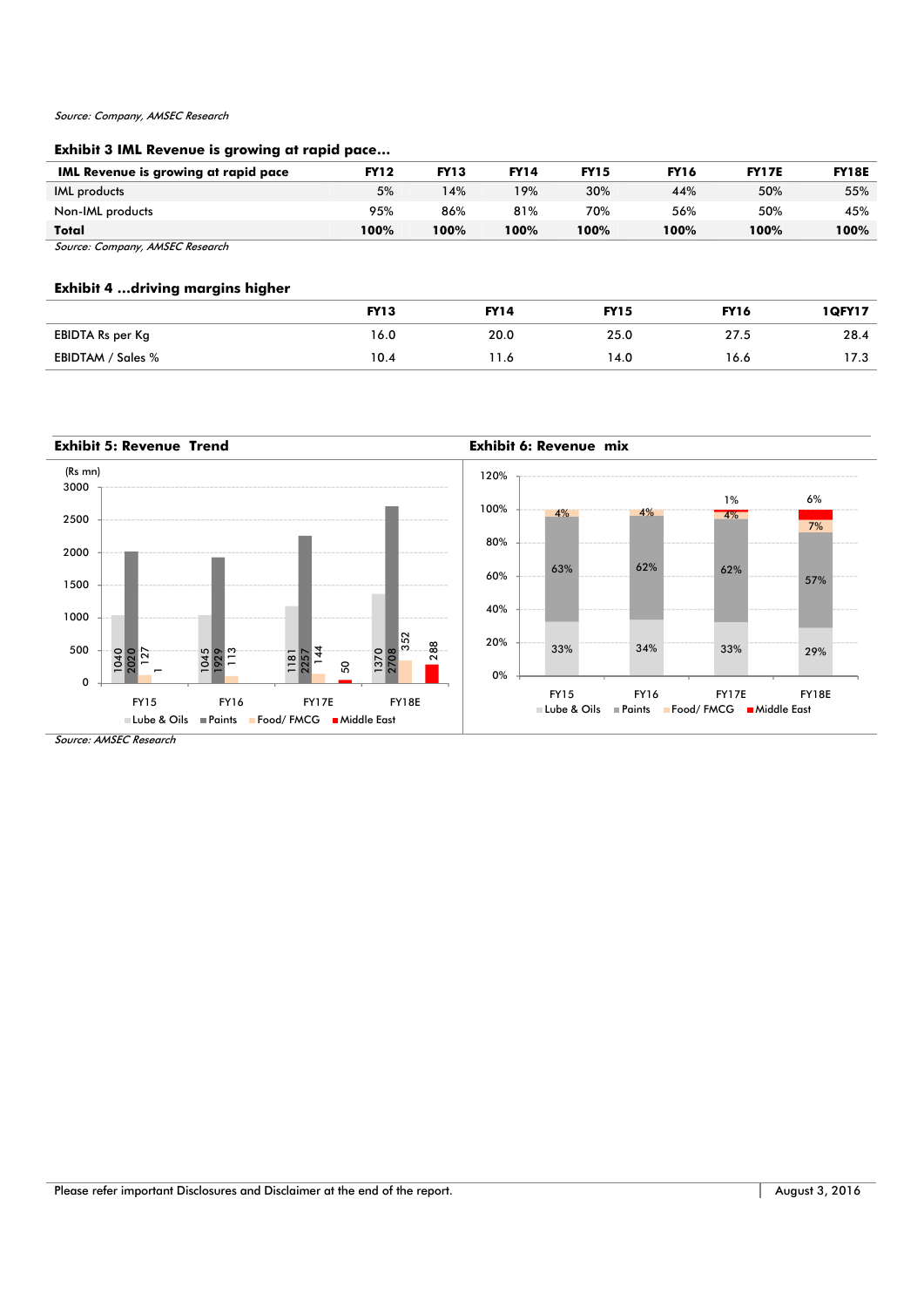*Source: Company, AMSEC Research*

**Exhibit 3 IML Revenue is growing at rapid pace…**

| IML Revenue is growing at rapid pace | FY12 | FY13 | FY14 | FY15 | FY16 | FY17E | FY18E |
|---|---|---|---|---|---|---|---|
| IML products | 5% | 14% | 19% | 30% | 44% | 50% | 55% |
| Non-IML products | 95% | 86% | 81% | 70% | 56% | 50% | 45% |
| **Total** | **100%** | **100%** | **100%** | **100%** | **100%** | **100%** | **100%** |

*Source: Company, AMSEC Research*

**Exhibit 4 …driving margins higher**

| | FY13 | FY14 | FY15 | FY16 | 1QFY17 |
|---|---|---|---|---|---|
| EBIDTA Rs per Kg | 16.0 | 20.0 | 25.0 | 27.5 | 28.4 |
| EBIDTAM / Sales % | 10.4 | 11.6 | 14.0 | 16.6 | 17.3 |

**Exhibit 5: Revenue Trend**

(Rs mn)

| | Lube & Oils | Paints | Food/ FMCG | Middle East |
|---|---|---|---|---|
| FY15 | 1040 | 2020 | 127 | 1 |
| FY16 | 1045 | 1929 | 113 | |
| FY17E | 1181 | 2257 | 144 | 50 |
| FY18E | 1370 | 2708 | 352 | 288 |

**Exhibit 6: Revenue mix**

| | Lube & Oils | Paints | Food/ FMCG | Middle East |
|---|---|---|---|---|
| FY15 | 33% | 63% | 4% | |
| FY16 | 34% | 62% | 4% | |
| FY17E | 33% | 62% | 4% | 1% |
| FY18E | 29% | 57% | 7% | 6% |

*Source: AMSEC Research*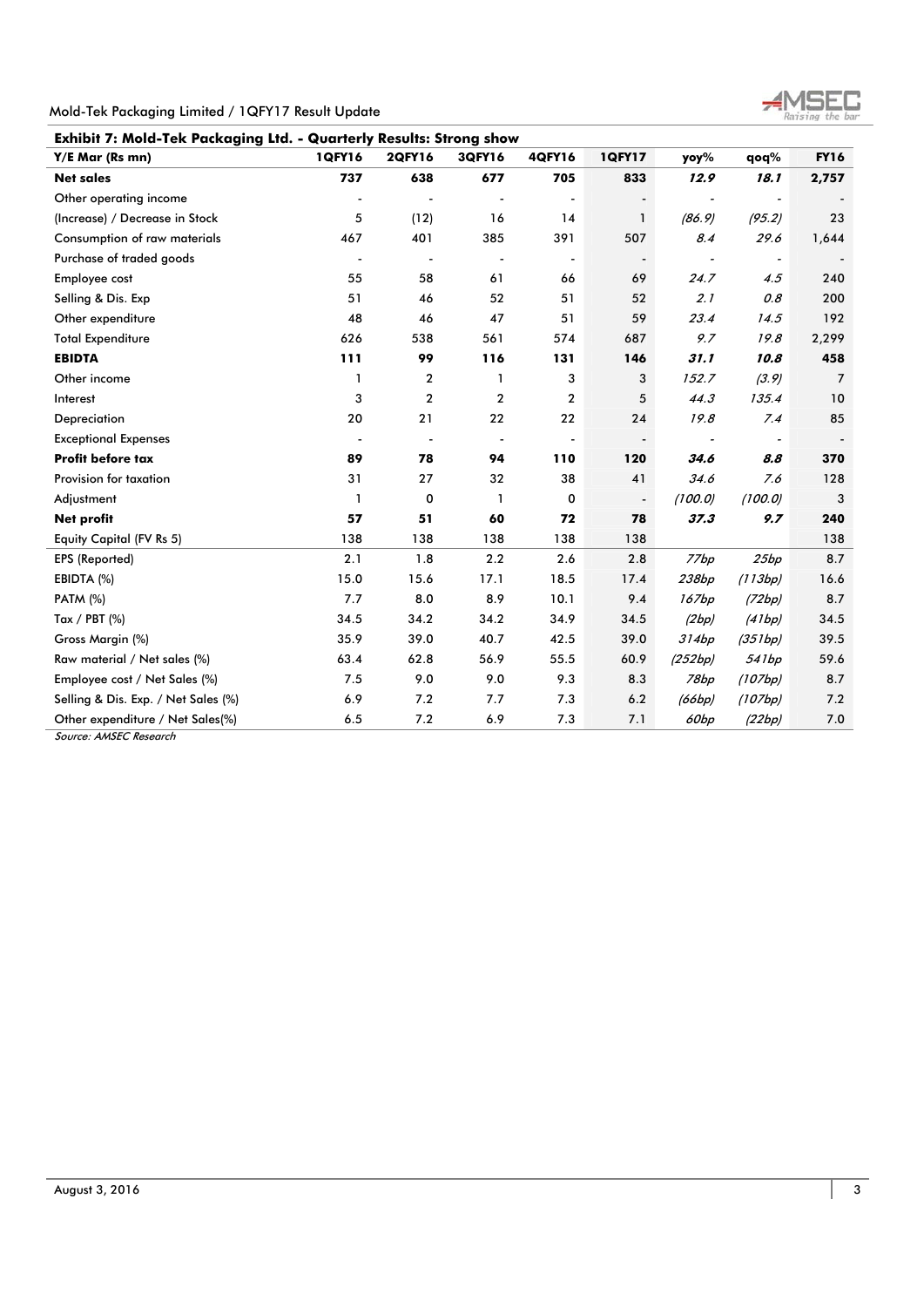**Exhibit 7: Mold-Tek Packaging Ltd. - Quarterly Results: Strong show**

| Y/E Mar (Rs mn) | 1QFY16 | 2QFY16 | 3QFY16 | 4QFY16 | 1QFY17 | yoy% | qoq% | FY16 |
|---|---|---|---|---|---|---|---|---|
| **Net sales** | **737** | **638** | **677** | **705** | **833** | ***12.9*** | ***18.1*** | **2,757** |
| Other operating income | - | - | - | - | - | - | - | - |
| (Increase) / Decrease in Stock | 5 | (12) | 16 | 14 | 1 | *(86.9)* | *(95.2)* | 23 |
| Consumption of raw materials | 467 | 401 | 385 | 391 | 507 | *8.4* | *29.6* | 1,644 |
| Purchase of traded goods | - | - | - | - | - | - | - | - |
| Employee cost | 55 | 58 | 61 | 66 | 69 | *24.7* | *4.5* | 240 |
| Selling & Dis. Exp | 51 | 46 | 52 | 51 | 52 | *2.1* | *0.8* | 200 |
| Other expenditure | 48 | 46 | 47 | 51 | 59 | *23.4* | *14.5* | 192 |
| Total Expenditure | 626 | 538 | 561 | 574 | 687 | *9.7* | *19.8* | 2,299 |
| **EBIDTA** | **111** | **99** | **116** | **131** | **146** | ***31.1*** | ***10.8*** | **458** |
| Other income | 1 | 2 | 1 | 3 | 3 | *152.7* | *(3.9)* | 7 |
| Interest | 3 | 2 | 2 | 2 | 5 | *44.3* | *135.4* | 10 |
| Depreciation | 20 | 21 | 22 | 22 | 24 | *19.8* | *7.4* | 85 |
| Exceptional Expenses | - | - | - | - | - | - | - | - |
| **Profit before tax** | **89** | **78** | **94** | **110** | **120** | ***34.6*** | ***8.8*** | **370** |
| Provision for taxation | 31 | 27 | 32 | 38 | 41 | *34.6* | *7.6* | 128 |
| Adjustment | 1 | 0 | 1 | 0 | - | *(100.0)* | *(100.0)* | 3 |
| **Net profit** | **57** | **51** | **60** | **72** | **78** | ***37.3*** | ***9.7*** | **240** |
| Equity Capital (FV Rs 5) | 138 | 138 | 138 | 138 | 138 | | | 138 |
| EPS (Reported) | 2.1 | 1.8 | 2.2 | 2.6 | 2.8 | *77bp* | *25bp* | 8.7 |
| EBIDTA (%) | 15.0 | 15.6 | 17.1 | 18.5 | 17.4 | *238bp* | *(113bp)* | 16.6 |
| PATM (%) | 7.7 | 8.0 | 8.9 | 10.1 | 9.4 | *167bp* | *(72bp)* | 8.7 |
| Tax / PBT (%) | 34.5 | 34.2 | 34.2 | 34.9 | 34.5 | *(2bp)* | *(41bp)* | 34.5 |
| Gross Margin (%) | 35.9 | 39.0 | 40.7 | 42.5 | 39.0 | *314bp* | *(351bp)* | 39.5 |
| Raw material / Net sales (%) | 63.4 | 62.8 | 56.9 | 55.5 | 60.9 | *(252bp)* | *541bp* | 59.6 |
| Employee cost / Net Sales (%) | 7.5 | 9.0 | 9.0 | 9.3 | 8.3 | *78bp* | *(107bp)* | 8.7 |
| Selling & Dis. Exp. / Net Sales (%) | 6.9 | 7.2 | 7.7 | 7.3 | 6.2 | *(66bp)* | *(107bp)* | 7.2 |
| Other expenditure / Net Sales(%) | 6.5 | 7.2 | 6.9 | 7.3 | 7.1 | *60bp* | *(22bp)* | 7.0 |

*Source: AMSEC Research*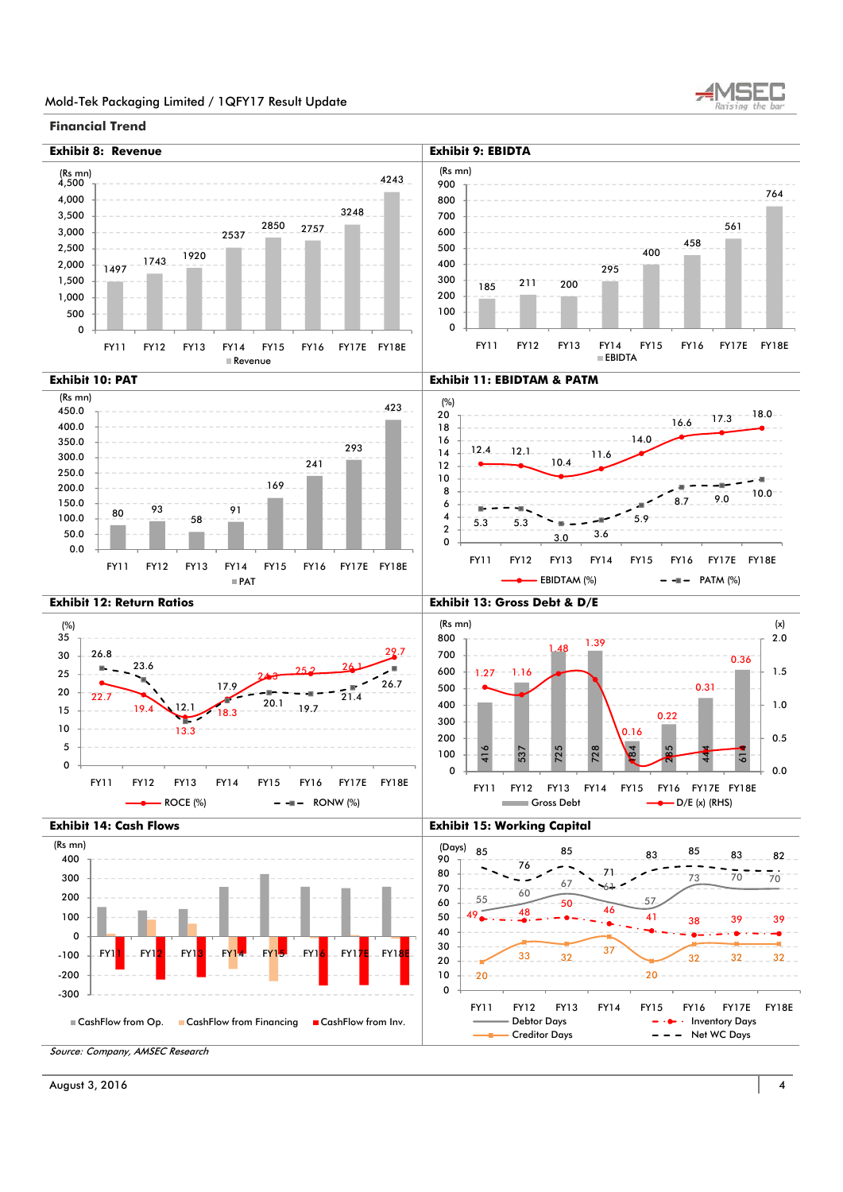## Financial Trend

### Exhibit 8: Revenue

(Rs mn)

| | FY11 | FY12 | FY13 | FY14 | FY15 | FY16 | FY17E | FY18E |
|---|---|---|---|---|---|---|---|---|
| Revenue | 1497 | 1743 | 1920 | 2537 | 2850 | 2757 | 3248 | 4243 |

### Exhibit 9: EBIDTA

(Rs mn)

| | FY11 | FY12 | FY13 | FY14 | FY15 | FY16 | FY17E | FY18E |
|---|---|---|---|---|---|---|---|---|
| EBIDTA | 185 | 211 | 200 | 295 | 400 | 458 | 561 | 764 |

### Exhibit 10: PAT

(Rs mn)

| | FY11 | FY12 | FY13 | FY14 | FY15 | FY16 | FY17E | FY18E |
|---|---|---|---|---|---|---|---|---|
| PAT | 80 | 93 | 58 | 91 | 169 | 241 | 293 | 423 |

### Exhibit 11: EBIDTAM & PATM

(%)

| | FY11 | FY12 | FY13 | FY14 | FY15 | FY16 | FY17E | FY18E |
|---|---|---|---|---|---|---|---|---|
| EBIDTAM (%) | 12.4 | 12.1 | 10.4 | 11.6 | 14.0 | 16.6 | 17.3 | 18.0 |
| PATM (%) | 5.3 | 5.3 | 3.0 | 3.6 | 5.9 | 8.7 | 9.0 | 10.0 |

### Exhibit 12: Return Ratios

(%)

| | FY11 | FY12 | FY13 | FY14 | FY15 | FY16 | FY17E | FY18E |
|---|---|---|---|---|---|---|---|---|
| ROCE (%) | 22.7 | 19.4 | 13.3 | 18.3 | 24.3 | 25.2 | 26.1 | 29.7 |
| RONW (%) | 26.8 | 23.6 | 12.1 | 17.9 | 20.1 | 19.7 | 21.4 | 26.7 |

### Exhibit 13: Gross Debt & D/E

(Rs mn) / (x)

| | FY11 | FY12 | FY13 | FY14 | FY15 | FY16 | FY17E | FY18E |
|---|---|---|---|---|---|---|---|---|
| Gross Debt | 416 | 537 | 725 | 728 | 184 | 285 | 444 | 614 |
| D/E (x) (RHS) | 1.27 | 1.16 | 1.48 | 1.39 | 0.16 | 0.22 | 0.31 | 0.36 |

### Exhibit 14: Cash Flows

(Rs mn)

Legend: CashFlow from Op., CashFlow from Financing, CashFlow from Inv. (FY11–FY18E)

### Exhibit 15: Working Capital

(Days)

| | FY11 | FY12 | FY13 | FY14 | FY15 | FY16 | FY17E | FY18E |
|---|---|---|---|---|---|---|---|---|
| Debtor Days | 55 | 60 | 67 | 64 | 57 | 73 | 70 | 70 |
| Inventory Days | 49 | 48 | 50 | 46 | 41 | 38 | 39 | 39 |
| Creditor Days | 20 | 33 | 32 | 37 | 20 | 32 | 32 | 32 |
| Net WC Days | 85 | 76 | 85 | 71 | 83 | 85 | 83 | 82 |

*Source: Company, AMSEC Research*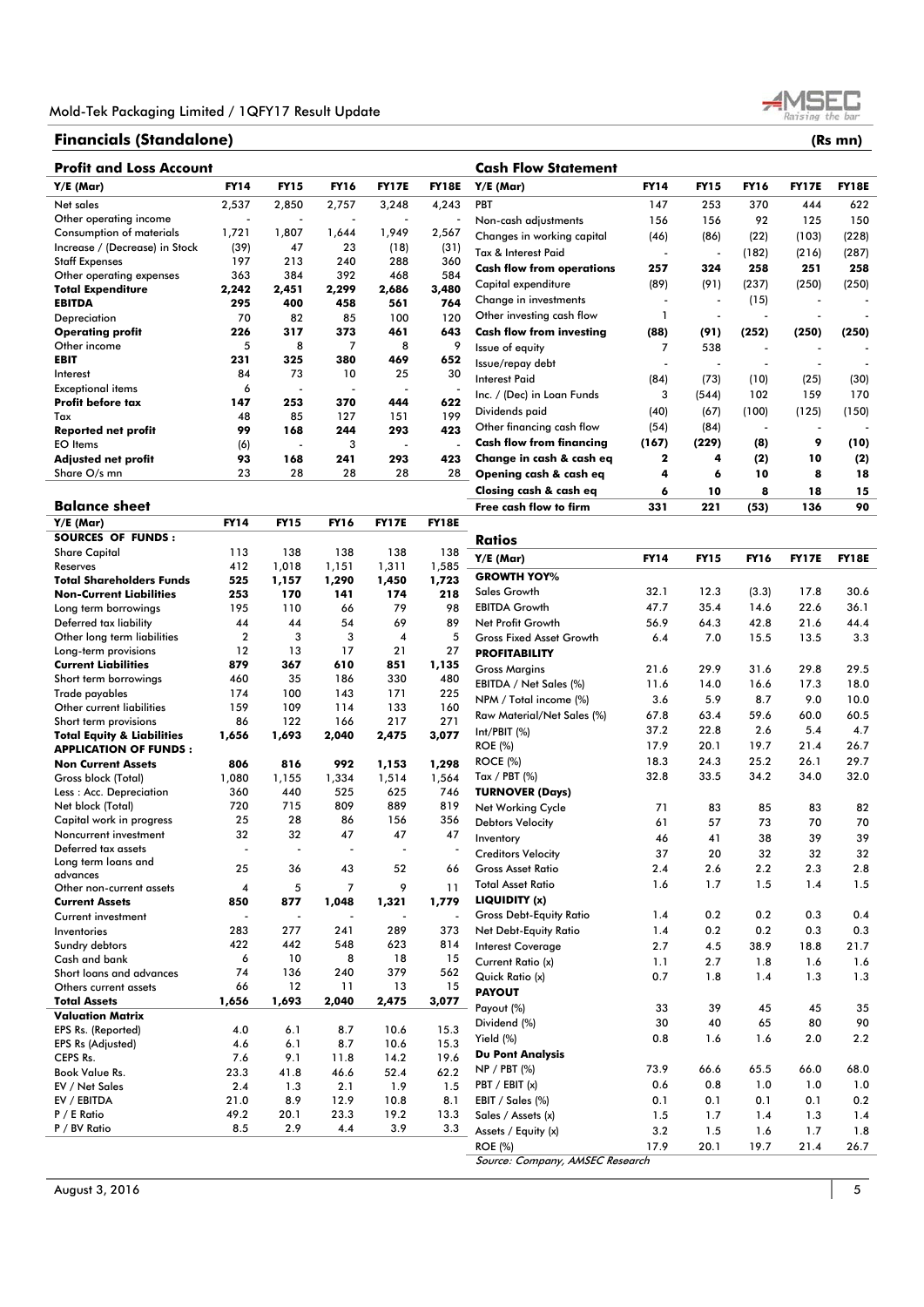## Financials (Standalone)

(Rs mn)

### Profit and Loss Account

| Y/E (Mar) | FY14 | FY15 | FY16 | FY17E | FY18E |
|---|---|---|---|---|---|
| Net sales | 2,537 | 2,850 | 2,757 | 3,248 | 4,243 |
| Other operating income | - | - | - | - | - |
| Consumption of materials | 1,721 | 1,807 | 1,644 | 1,949 | 2,567 |
| Increase / (Decrease) in Stock | (39) | 47 | 23 | (18) | (31) |
| Staff Expenses | 197 | 213 | 240 | 288 | 360 |
| Other operating expenses | 363 | 384 | 392 | 468 | 584 |
| **Total Expenditure** | **2,242** | **2,451** | **2,299** | **2,686** | **3,480** |
| **EBITDA** | **295** | **400** | **458** | **561** | **764** |
| Depreciation | 70 | 82 | 85 | 100 | 120 |
| **Operating profit** | **226** | **317** | **373** | **461** | **643** |
| Other income | 5 | 8 | 7 | 8 | 9 |
| **EBIT** | **231** | **325** | **380** | **469** | **652** |
| Interest | 84 | 73 | 10 | 25 | 30 |
| Exceptional items | 6 | - | - | - | - |
| **Profit before tax** | **147** | **253** | **370** | **444** | **622** |
| Tax | 48 | 85 | 127 | 151 | 199 |
| **Reported net profit** | **99** | **168** | **244** | **293** | **423** |
| EO Items | (6) | - | 3 | - | - |
| **Adjusted net profit** | **93** | **168** | **241** | **293** | **423** |
| Share O/s mn | 23 | 28 | 28 | 28 | 28 |

### Balance sheet

| Y/E (Mar) | FY14 | FY15 | FY16 | FY17E | FY18E |
|---|---|---|---|---|---|
| **SOURCES OF FUNDS :** | | | | | |
| Share Capital | 113 | 138 | 138 | 138 | 138 |
| Reserves | 412 | 1,018 | 1,151 | 1,311 | 1,585 |
| **Total Shareholders Funds** | **525** | **1,157** | **1,290** | **1,450** | **1,723** |
| **Non-Current Liabilities** | **253** | **170** | **141** | **174** | **218** |
| Long term borrowings | 195 | 110 | 66 | 79 | 98 |
| Deferred tax liability | 44 | 44 | 54 | 69 | 89 |
| Other long term liabilities | 2 | 3 | 3 | 4 | 5 |
| Long-term provisions | 12 | 13 | 17 | 21 | 27 |
| **Current Liabilities** | **879** | **367** | **610** | **851** | **1,135** |
| Short term borrowings | 460 | 35 | 186 | 330 | 480 |
| Trade payables | 174 | 100 | 143 | 171 | 225 |
| Other current liabilities | 159 | 109 | 114 | 133 | 160 |
| Short term provisions | 86 | 122 | 166 | 217 | 271 |
| **Total Equity & Liabilities** | **1,656** | **1,693** | **2,040** | **2,475** | **3,077** |
| **APPLICATION OF FUNDS :** | | | | | |
| **Non Current Assets** | **806** | **816** | **992** | **1,153** | **1,298** |
| Gross block (Total) | 1,080 | 1,155 | 1,334 | 1,514 | 1,564 |
| Less : Acc. Depreciation | 360 | 440 | 525 | 625 | 746 |
| Net block (Total) | 720 | 715 | 809 | 889 | 819 |
| Capital work in progress | 25 | 28 | 86 | 156 | 356 |
| Noncurrent investment | 32 | 32 | 47 | 47 | 47 |
| Deferred tax assets | - | - | - | - | - |
| Long term loans and advances | 25 | 36 | 43 | 52 | 66 |
| Other non-current assets | 4 | 5 | 7 | 9 | 11 |
| **Current Assets** | **850** | **877** | **1,048** | **1,321** | **1,779** |
| Current investment | - | - | - | - | - |
| Inventories | 283 | 277 | 241 | 289 | 373 |
| Sundry debtors | 422 | 442 | 548 | 623 | 814 |
| Cash and bank | 6 | 10 | 8 | 18 | 15 |
| Short loans and advances | 74 | 136 | 240 | 379 | 562 |
| Others current assets | 66 | 12 | 11 | 13 | 15 |
| **Total Assets** | **1,656** | **1,693** | **2,040** | **2,475** | **3,077** |
| **Valuation Matrix** | | | | | |
| EPS Rs. (Reported) | 4.0 | 6.1 | 8.7 | 10.6 | 15.3 |
| EPS Rs (Adjusted) | 4.6 | 6.1 | 8.7 | 10.6 | 15.3 |
| CEPS Rs. | 7.6 | 9.1 | 11.8 | 14.2 | 19.6 |
| Book Value Rs. | 23.3 | 41.8 | 46.6 | 52.4 | 62.2 |
| EV / Net Sales | 2.4 | 1.3 | 2.1 | 1.9 | 1.5 |
| EV / EBITDA | 21.0 | 8.9 | 12.9 | 10.8 | 8.1 |
| P / E Ratio | 49.2 | 20.1 | 23.3 | 19.2 | 13.3 |
| P / BV Ratio | 8.5 | 2.9 | 4.4 | 3.9 | 3.3 |

### Cash Flow Statement

| Y/E (Mar) | FY14 | FY15 | FY16 | FY17E | FY18E |
|---|---|---|---|---|---|
| PBT | 147 | 253 | 370 | 444 | 622 |
| Non-cash adjustments | 156 | 156 | 92 | 125 | 150 |
| Changes in working capital | (46) | (86) | (22) | (103) | (228) |
| Tax & Interest Paid | - | - | (182) | (216) | (287) |
| **Cash flow from operations** | **257** | **324** | **258** | **251** | **258** |
| Capital expenditure | (89) | (91) | (237) | (250) | (250) |
| Change in investments | - | - | (15) | - | - |
| Other investing cash flow | 1 | - | - | - | - |
| **Cash flow from investing** | **(88)** | **(91)** | **(252)** | **(250)** | **(250)** |
| Issue of equity | 7 | 538 | - | - | - |
| Issue/repay debt | - | - | - | - | - |
| Interest Paid | (84) | (73) | (10) | (25) | (30) |
| Inc. / (Dec) in Loan Funds | 3 | (544) | 102 | 159 | 170 |
| Dividends paid | (40) | (67) | (100) | (125) | (150) |
| Other financing cash flow | (54) | (84) | - | - | - |
| **Cash flow from financing** | **(167)** | **(229)** | **(8)** | **9** | **(10)** |
| **Change in cash & cash eq** | **2** | **4** | **(2)** | **10** | **(2)** |
| **Opening cash & cash eq** | **4** | **6** | **10** | **8** | **18** |
| **Closing cash & cash eq** | **6** | **10** | **8** | **18** | **15** |
| **Free cash flow to firm** | **331** | **221** | **(53)** | **136** | **90** |

### Ratios

| Y/E (Mar) | FY14 | FY15 | FY16 | FY17E | FY18E |
|---|---|---|---|---|---|
| **GROWTH YOY%** | | | | | |
| Sales Growth | 32.1 | 12.3 | (3.3) | 17.8 | 30.6 |
| EBITDA Growth | 47.7 | 35.4 | 14.6 | 22.6 | 36.1 |
| Net Profit Growth | 56.9 | 64.3 | 42.8 | 21.6 | 44.4 |
| Gross Fixed Asset Growth | 6.4 | 7.0 | 15.5 | 13.5 | 3.3 |
| **PROFITABILITY** | | | | | |
| Gross Margins | 21.6 | 29.9 | 31.6 | 29.8 | 29.5 |
| EBITDA / Net Sales (%) | 11.6 | 14.0 | 16.6 | 17.3 | 18.0 |
| NPM / Total income (%) | 3.6 | 5.9 | 8.7 | 9.0 | 10.0 |
| Raw Material/Net Sales (%) | 67.8 | 63.4 | 59.6 | 60.0 | 60.5 |
| Int/PBIT (%) | 37.2 | 22.8 | 2.6 | 5.4 | 4.7 |
| ROE (%) | 17.9 | 20.1 | 19.7 | 21.4 | 26.7 |
| ROCE (%) | 18.3 | 24.3 | 25.2 | 26.1 | 29.7 |
| Tax / PBT (%) | 32.8 | 33.5 | 34.2 | 34.0 | 32.0 |
| **TURNOVER (Days)** | | | | | |
| Net Working Cycle | 71 | 83 | 85 | 83 | 82 |
| Debtors Velocity | 61 | 57 | 73 | 70 | 70 |
| Inventory | 46 | 41 | 38 | 39 | 39 |
| Creditors Velocity | 37 | 20 | 32 | 32 | 32 |
| Gross Asset Ratio | 2.4 | 2.6 | 2.2 | 2.3 | 2.8 |
| Total Asset Ratio | 1.6 | 1.7 | 1.5 | 1.4 | 1.5 |
| **LIQUIDITY (x)** | | | | | |
| Gross Debt-Equity Ratio | 1.4 | 0.2 | 0.2 | 0.3 | 0.4 |
| Net Debt-Equity Ratio | 1.4 | 0.2 | 0.2 | 0.3 | 0.3 |
| Interest Coverage | 2.7 | 4.5 | 38.9 | 18.8 | 21.7 |
| Current Ratio (x) | 1.1 | 2.7 | 1.8 | 1.6 | 1.6 |
| Quick Ratio (x) | 0.7 | 1.8 | 1.4 | 1.3 | 1.3 |
| **PAYOUT** | | | | | |
| Payout (%) | 33 | 39 | 45 | 45 | 35 |
| Dividend (%) | 30 | 40 | 65 | 80 | 90 |
| Yield (%) | 0.8 | 1.6 | 1.6 | 2.0 | 2.2 |
| **Du Pont Analysis** | | | | | |
| NP / PBT (%) | 73.9 | 66.6 | 65.5 | 66.0 | 68.0 |
| PBT / EBIT (x) | 0.6 | 0.8 | 1.0 | 1.0 | 1.0 |
| EBIT / Sales (%) | 0.1 | 0.1 | 0.1 | 0.1 | 0.2 |
| Sales / Assets (x) | 1.5 | 1.7 | 1.4 | 1.3 | 1.4 |
| Assets / Equity (x) | 3.2 | 1.5 | 1.6 | 1.7 | 1.8 |
| ROE (%) | 17.9 | 20.1 | 19.7 | 21.4 | 26.7 |

*Source: Company, AMSEC Research*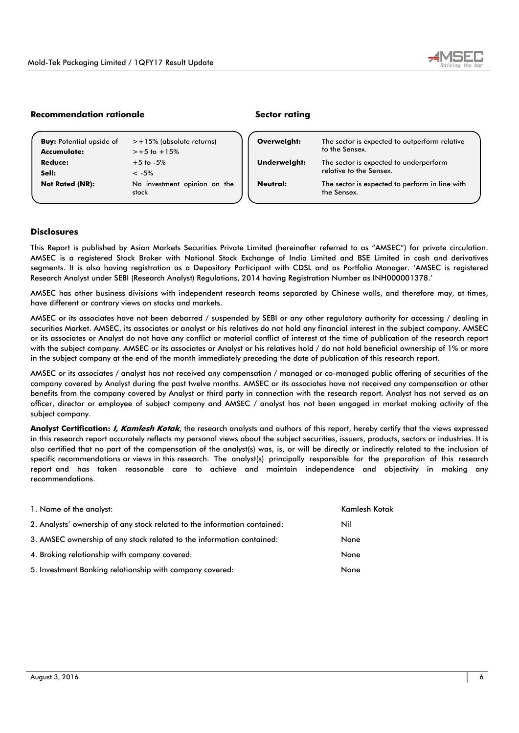## Recommendation rationale

| | |
|---|---|
| **Buy:** Potential upside of | >+15% (absolute returns) |
| **Accumulate:** | >+5 to +15% |
| **Reduce:** | +5 to -5% |
| **Sell:** | < -5% |
| **Not Rated (NR):** | No investment opinion on the stock |

## Sector rating

| | |
|---|---|
| **Overweight:** | The sector is expected to outperform relative to the Sensex. |
| **Underweight:** | The sector is expected to underperform relative to the Sensex. |
| **Neutral:** | The sector is expected to perform in line with the Sensex. |

## Disclosures

This Report is published by Asian Markets Securities Private Limited (hereinafter referred to as "AMSEC") for private circulation. AMSEC is a registered Stock Broker with National Stock Exchange of India Limited and BSE Limited in cash and derivatives segments. It is also having registration as a Depository Participant with CDSL and as Portfolio Manager. 'AMSEC is registered Research Analyst under SEBI (Research Analyst) Regulations, 2014 having Registration Number as INH000001378.'

AMSEC has other business divisions with independent research teams separated by Chinese walls, and therefore may, at times, have different or contrary views on stocks and markets.

AMSEC or its associates have not been debarred / suspended by SEBI or any other regulatory authority for accessing / dealing in securities Market. AMSEC, its associates or analyst or his relatives do not hold any financial interest in the subject company. AMSEC or its associates or Analyst do not have any conflict or material conflict of interest at the time of publication of the research report with the subject company. AMSEC or its associates or Analyst or his relatives hold / do not hold beneficial ownership of 1% or more in the subject company at the end of the month immediately preceding the date of publication of this research report.

AMSEC or its associates / analyst has not received any compensation / managed or co-managed public offering of securities of the company covered by Analyst during the past twelve months. AMSEC or its associates have not received any compensation or other benefits from the company covered by Analyst or third party in connection with the research report. Analyst has not served as an officer, director or employee of subject company and AMSEC / analyst has not been engaged in market making activity of the subject company.

**Analyst Certification: *I, Kamlesh Kotak***, the research analysts and authors of this report, hereby certify that the views expressed in this research report accurately reflects my personal views about the subject securities, issuers, products, sectors or industries. It is also certified that no part of the compensation of the analyst(s) was, is, or will be directly or indirectly related to the inclusion of specific recommendations or views in this research. The analyst(s) principally responsible for the preparation of this research report and has taken reasonable care to achieve and maintain independence and objectivity in making any recommendations.

| | |
|---|---|
| 1. Name of the analyst: | Kamlesh Kotak |
| 2. Analysts' ownership of any stock related to the information contained: | Nil |
| 3. AMSEC ownership of any stock related to the information contained: | None |
| 4. Broking relationship with company covered: | None |
| 5. Investment Banking relationship with company covered: | None |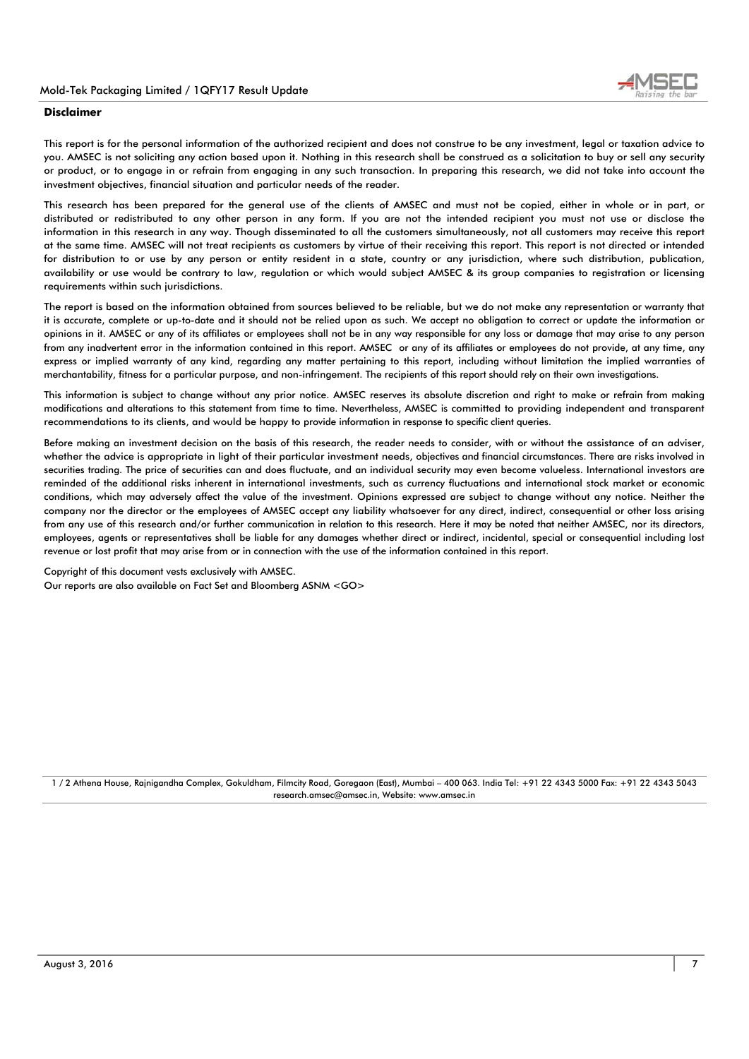**Disclaimer**

This report is for the personal information of the authorized recipient and does not construe to be any investment, legal or taxation advice to you. AMSEC is not soliciting any action based upon it. Nothing in this research shall be construed as a solicitation to buy or sell any security or product, or to engage in or refrain from engaging in any such transaction. In preparing this research, we did not take into account the investment objectives, financial situation and particular needs of the reader.

This research has been prepared for the general use of the clients of AMSEC and must not be copied, either in whole or in part, or distributed or redistributed to any other person in any form. If you are not the intended recipient you must not use or disclose the information in this research in any way. Though disseminated to all the customers simultaneously, not all customers may receive this report at the same time. AMSEC will not treat recipients as customers by virtue of their receiving this report. This report is not directed or intended for distribution to or use by any person or entity resident in a state, country or any jurisdiction, where such distribution, publication, availability or use would be contrary to law, regulation or which would subject AMSEC & its group companies to registration or licensing requirements within such jurisdictions.

The report is based on the information obtained from sources believed to be reliable, but we do not make any representation or warranty that it is accurate, complete or up-to-date and it should not be relied upon as such. We accept no obligation to correct or update the information or opinions in it. AMSEC or any of its affiliates or employees shall not be in any way responsible for any loss or damage that may arise to any person from any inadvertent error in the information contained in this report. AMSEC or any of its affiliates or employees do not provide, at any time, any express or implied warranty of any kind, regarding any matter pertaining to this report, including without limitation the implied warranties of merchantability, fitness for a particular purpose, and non-infringement. The recipients of this report should rely on their own investigations.

This information is subject to change without any prior notice. AMSEC reserves its absolute discretion and right to make or refrain from making modifications and alterations to this statement from time to time. Nevertheless, AMSEC is committed to providing independent and transparent recommendations to its clients, and would be happy to provide information in response to specific client queries.

Before making an investment decision on the basis of this research, the reader needs to consider, with or without the assistance of an adviser, whether the advice is appropriate in light of their particular investment needs, objectives and financial circumstances. There are risks involved in securities trading. The price of securities can and does fluctuate, and an individual security may even become valueless. International investors are reminded of the additional risks inherent in international investments, such as currency fluctuations and international stock market or economic conditions, which may adversely affect the value of the investment. Opinions expressed are subject to change without any notice. Neither the company nor the director or the employees of AMSEC accept any liability whatsoever for any direct, indirect, consequential or other loss arising from any use of this research and/or further communication in relation to this research. Here it may be noted that neither AMSEC, nor its directors, employees, agents or representatives shall be liable for any damages whether direct or indirect, incidental, special or consequential including lost revenue or lost profit that may arise from or in connection with the use of the information contained in this report.

Copyright of this document vests exclusively with AMSEC.
Our reports are also available on Fact Set and Bloomberg ASNM <GO>

1 / 2 Athena House, Rajnigandha Complex, Gokuldham, Filmcity Road, Goregaon (East), Mumbai – 400 063. India Tel: +91 22 4343 5000 Fax: +91 22 4343 5043
research.amsec@amsec.in, Website: www.amsec.in